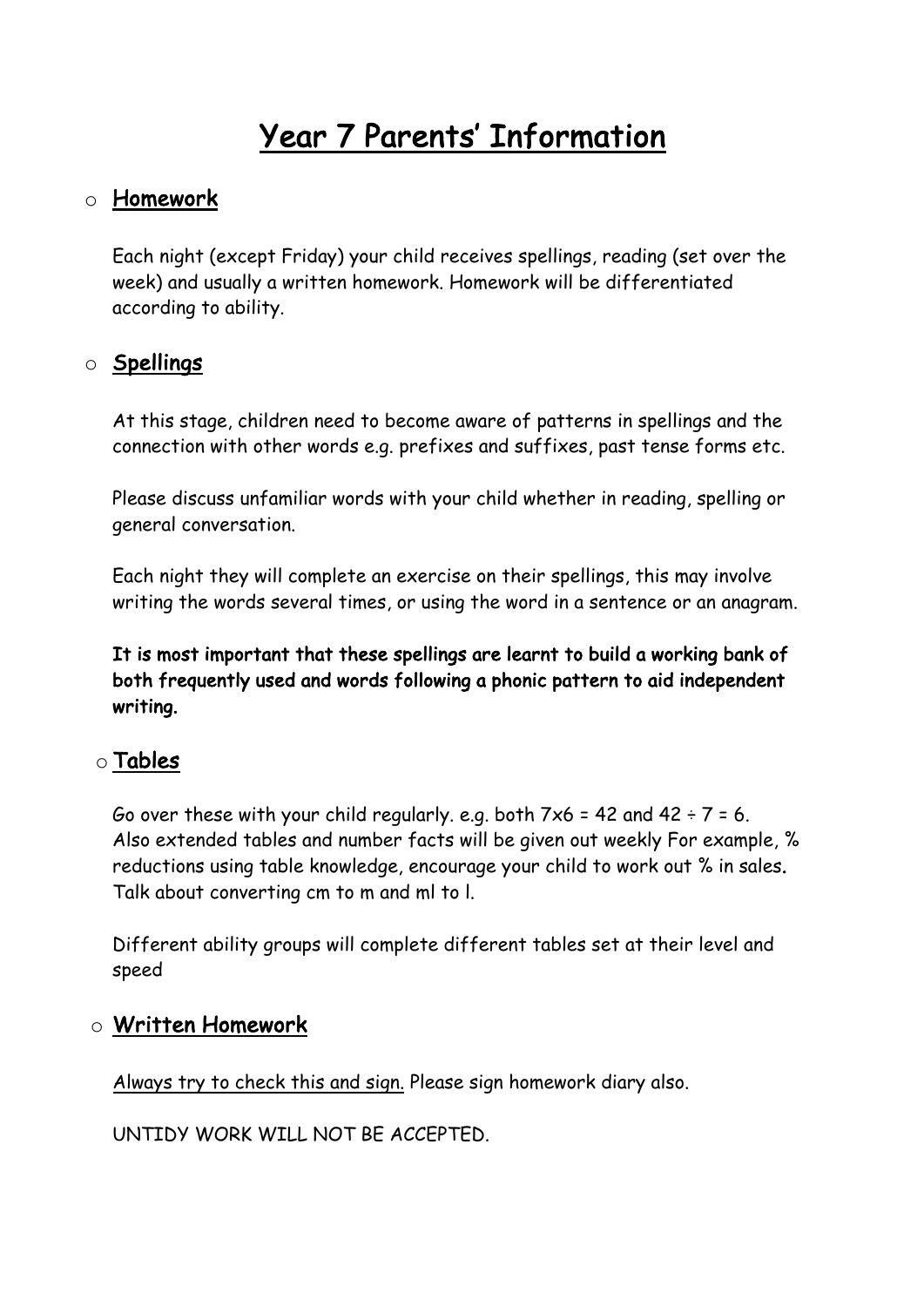# Year 7 Parents' Information

- **Homework**

  Each night (except Friday) your child receives spellings, reading (set over the week) and usually a written homework. Homework will be differentiated according to ability.

- **Spellings**

  At this stage, children need to become aware of patterns in spellings and the connection with other words e.g. prefixes and suffixes, past tense forms etc.

  Please discuss unfamiliar words with your child whether in reading, spelling or general conversation.

  Each night they will complete an exercise on their spellings, this may involve writing the words several times, or using the word in a sentence or an anagram.

  **It is most important that these spellings are learnt to build a working bank of both frequently used and words following a phonic pattern to aid independent writing.**

- **Tables**

  Go over these with your child regularly. e.g. both $7 \times 6 = 42$ and $42 \div 7 = 6$. Also extended tables and number facts will be given out weekly For example, % reductions using table knowledge, encourage your child to work out % in sales. Talk about converting cm to m and ml to l.

  Different ability groups will complete different tables set at their level and speed

- **Written Homework**

  Always try to check this and sign. Please sign homework diary also.

  UNTIDY WORK WILL NOT BE ACCEPTED.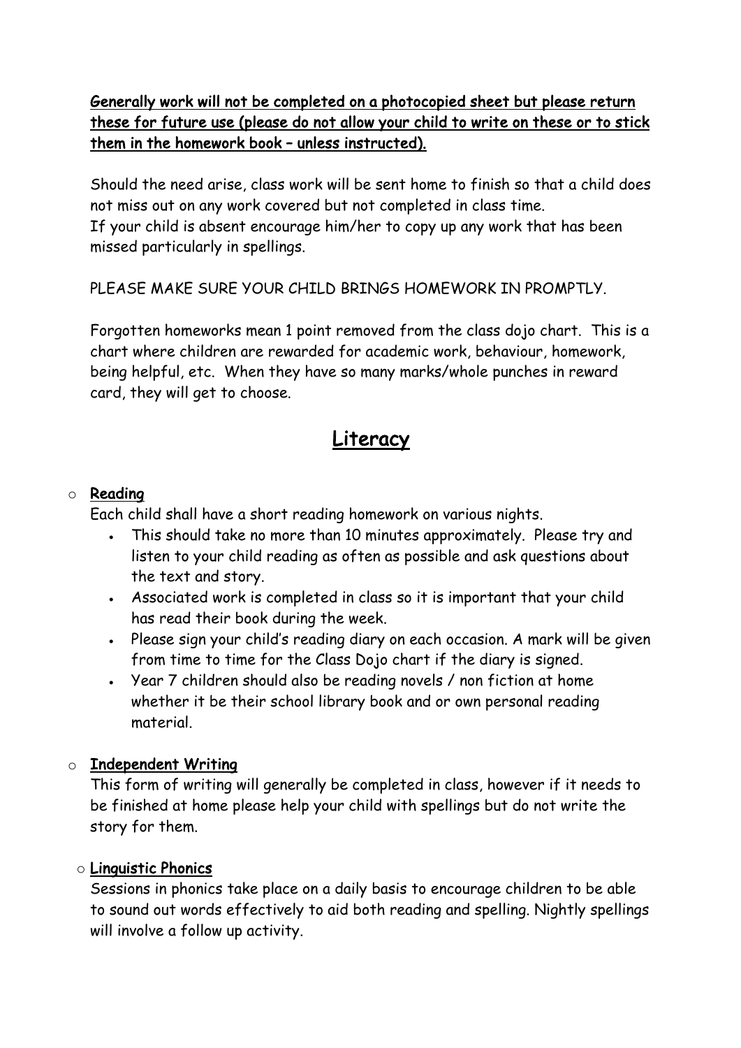**Generally work will not be completed on a photocopied sheet but please return these for future use (please do not allow your child to write on these or to stick them in the homework book – unless instructed).**

Should the need arise, class work will be sent home to finish so that a child does not miss out on any work covered but not completed in class time.
If your child is absent encourage him/her to copy up any work that has been missed particularly in spellings.

PLEASE MAKE SURE YOUR CHILD BRINGS HOMEWORK IN PROMPTLY.

Forgotten homeworks mean 1 point removed from the class dojo chart. This is a chart where children are rewarded for academic work, behaviour, homework, being helpful, etc. When they have so many marks/whole punches in reward card, they will get to choose.

## Literacy

- **Reading**

  Each child shall have a short reading homework on various nights.
  - This should take no more than 10 minutes approximately. Please try and listen to your child reading as often as possible and ask questions about the text and story.
  - Associated work is completed in class so it is important that your child has read their book during the week.
  - Please sign your child's reading diary on each occasion. A mark will be given from time to time for the Class Dojo chart if the diary is signed.
  - Year 7 children should also be reading novels / non fiction at home whether it be their school library book and or own personal reading material.

- **Independent Writing**

  This form of writing will generally be completed in class, however if it needs to be finished at home please help your child with spellings but do not write the story for them.

- **Linguistic Phonics**

  Sessions in phonics take place on a daily basis to encourage children to be able to sound out words effectively to aid both reading and spelling. Nightly spellings will involve a follow up activity.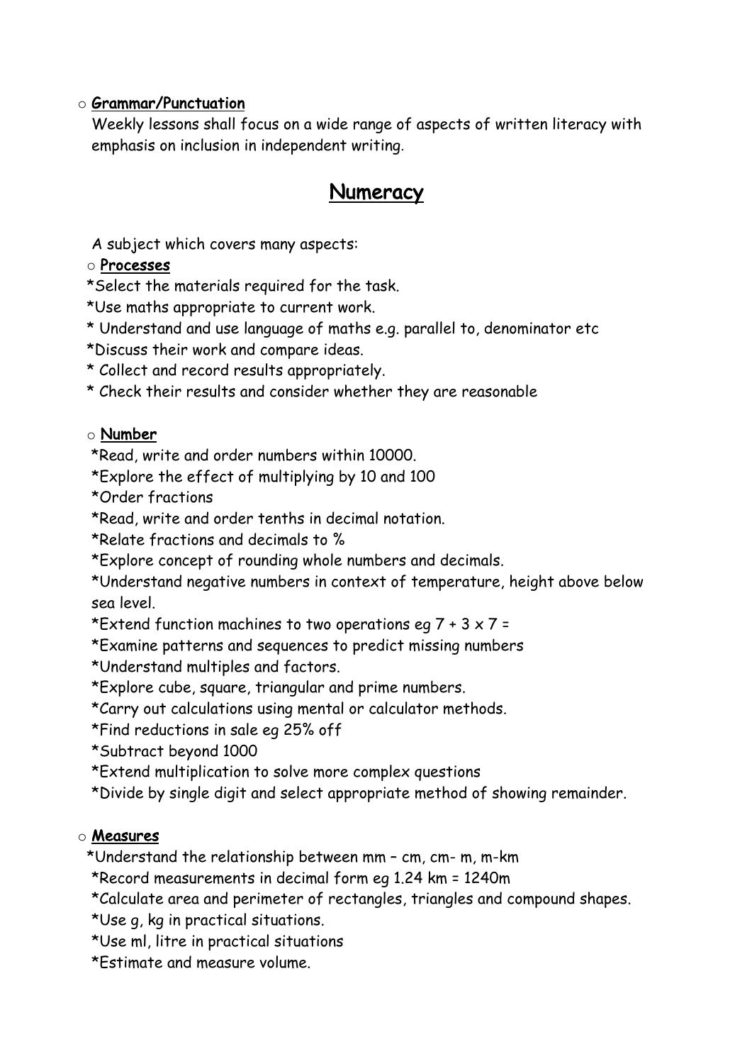- **Grammar/Punctuation**

  Weekly lessons shall focus on a wide range of aspects of written literacy with emphasis on inclusion in independent writing.

## Numeracy

A subject which covers many aspects:

- **Processes**

*Select the materials required for the task.
*Use maths appropriate to current work.
* Understand and use language of maths e.g. parallel to, denominator etc
*Discuss their work and compare ideas.
* Collect and record results appropriately.
* Check their results and consider whether they are reasonable

- **Number**

*Read, write and order numbers within 10000.
*Explore the effect of multiplying by 10 and 100
*Order fractions
*Read, write and order tenths in decimal notation.
*Relate fractions and decimals to %
*Explore concept of rounding whole numbers and decimals.
*Understand negative numbers in context of temperature, height above below sea level.
*Extend function machines to two operations eg 7 + 3 x 7 =
*Examine patterns and sequences to predict missing numbers
*Understand multiples and factors.
*Explore cube, square, triangular and prime numbers.
*Carry out calculations using mental or calculator methods.
*Find reductions in sale eg 25% off
*Subtract beyond 1000
*Extend multiplication to solve more complex questions
*Divide by single digit and select appropriate method of showing remainder.

- **Measures**

*Understand the relationship between mm – cm, cm- m, m-km
*Record measurements in decimal form eg 1.24 km = 1240m
*Calculate area and perimeter of rectangles, triangles and compound shapes.
*Use g, kg in practical situations.
*Use ml, litre in practical situations
*Estimate and measure volume.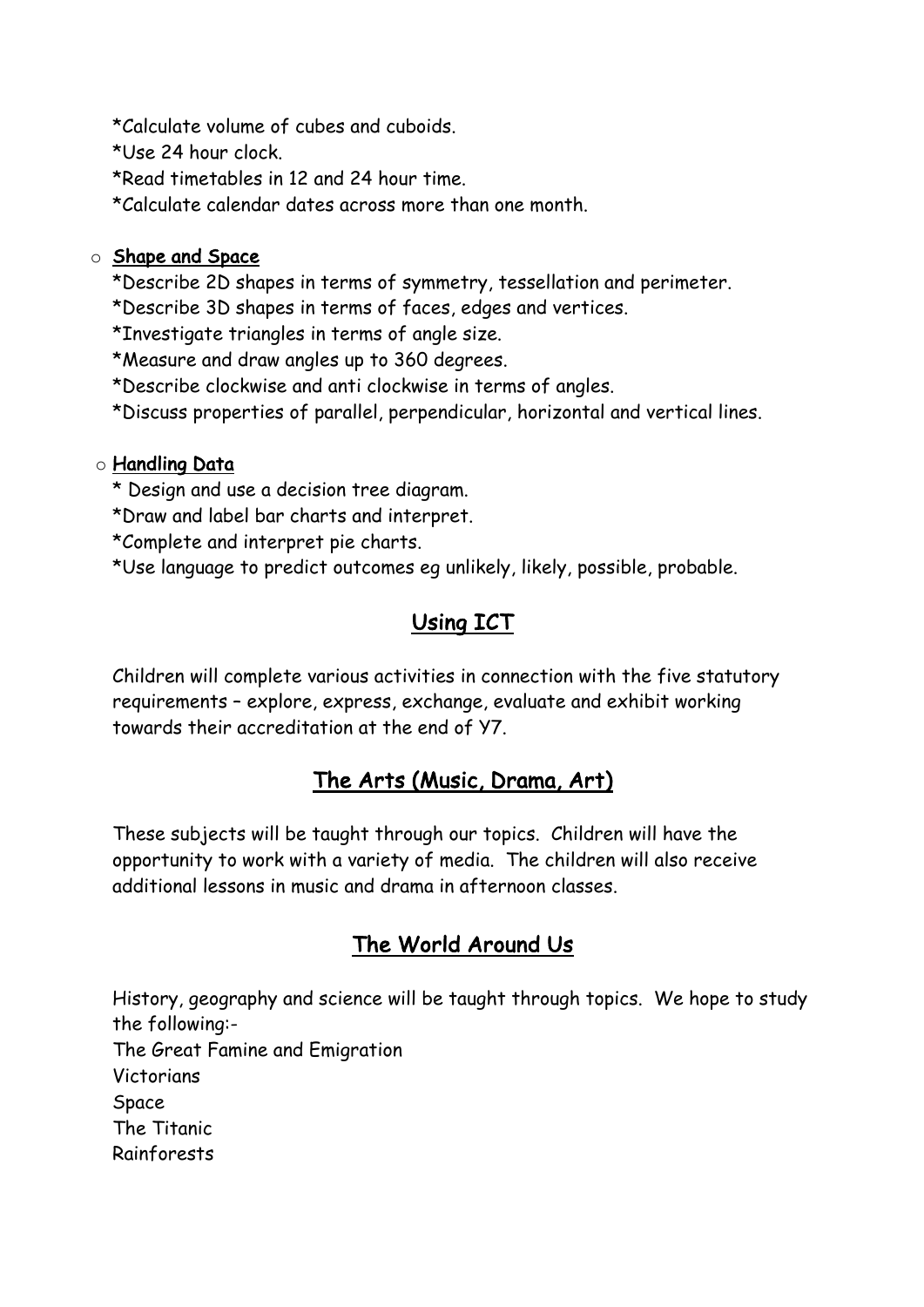*Calculate volume of cubes and cuboids.
*Use 24 hour clock.
*Read timetables in 12 and 24 hour time.
*Calculate calendar dates across more than one month.

- **Shape and Space**

*Describe 2D shapes in terms of symmetry, tessellation and perimeter.
*Describe 3D shapes in terms of faces, edges and vertices.
*Investigate triangles in terms of angle size.
*Measure and draw angles up to 360 degrees.
*Describe clockwise and anti clockwise in terms of angles.
*Discuss properties of parallel, perpendicular, horizontal and vertical lines.

- **Handling Data**

* Design and use a decision tree diagram.
*Draw and label bar charts and interpret.
*Complete and interpret pie charts.
*Use language to predict outcomes eg unlikely, likely, possible, probable.

## Using ICT

Children will complete various activities in connection with the five statutory requirements – explore, express, exchange, evaluate and exhibit working towards their accreditation at the end of Y7.

## The Arts (Music, Drama, Art)

These subjects will be taught through our topics. Children will have the opportunity to work with a variety of media. The children will also receive additional lessons in music and drama in afternoon classes.

## The World Around Us

History, geography and science will be taught through topics. We hope to study the following:-
The Great Famine and Emigration
Victorians
Space
The Titanic
Rainforests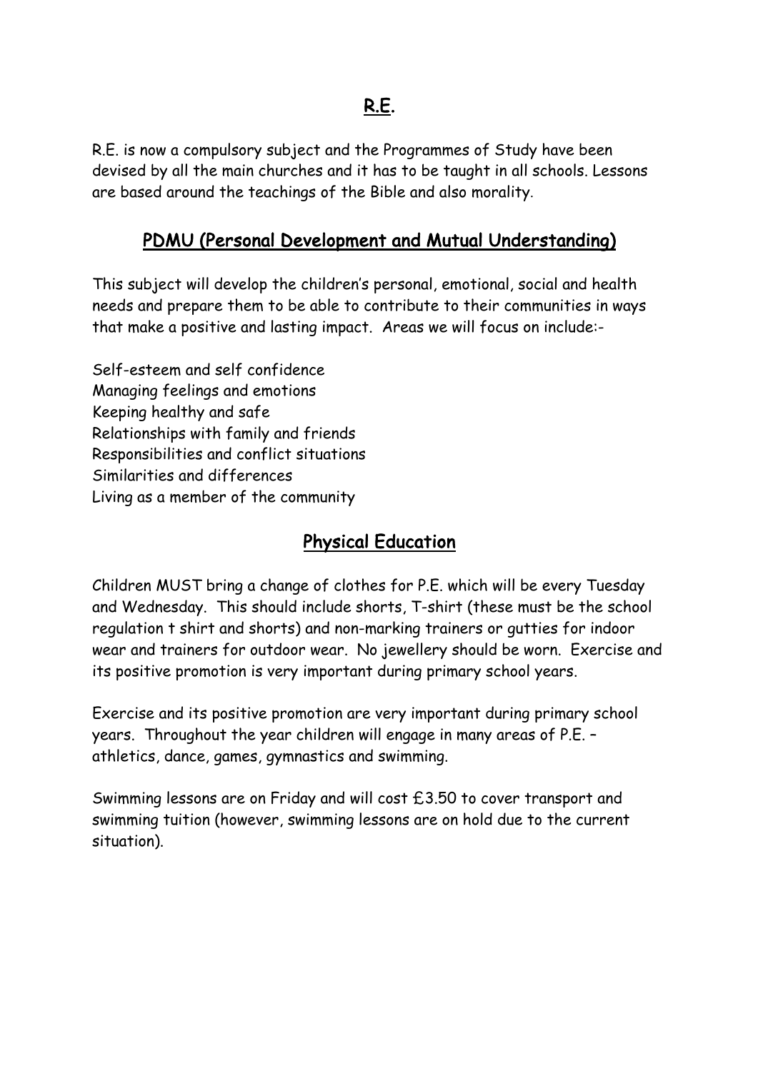## R.E.

R.E. is now a compulsory subject and the Programmes of Study have been devised by all the main churches and it has to be taught in all schools. Lessons are based around the teachings of the Bible and also morality.

## PDMU (Personal Development and Mutual Understanding)

This subject will develop the children's personal, emotional, social and health needs and prepare them to be able to contribute to their communities in ways that make a positive and lasting impact. Areas we will focus on include:-

Self-esteem and self confidence
Managing feelings and emotions
Keeping healthy and safe
Relationships with family and friends
Responsibilities and conflict situations
Similarities and differences
Living as a member of the community

## Physical Education

Children MUST bring a change of clothes for P.E. which will be every Tuesday and Wednesday. This should include shorts, T-shirt (these must be the school regulation t shirt and shorts) and non-marking trainers or gutties for indoor wear and trainers for outdoor wear. No jewellery should be worn. Exercise and its positive promotion is very important during primary school years.

Exercise and its positive promotion are very important during primary school years. Throughout the year children will engage in many areas of P.E. – athletics, dance, games, gymnastics and swimming.

Swimming lessons are on Friday and will cost £3.50 to cover transport and swimming tuition (however, swimming lessons are on hold due to the current situation).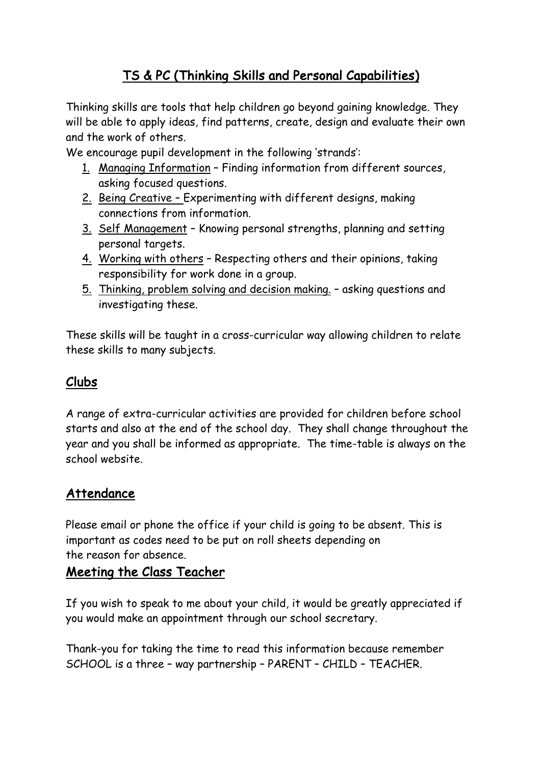## TS & PC (Thinking Skills and Personal Capabilities)

Thinking skills are tools that help children go beyond gaining knowledge. They will be able to apply ideas, find patterns, create, design and evaluate their own and the work of others.

We encourage pupil development in the following 'strands':

1. Managing Information – Finding information from different sources, asking focused questions.
2. Being Creative – Experimenting with different designs, making connections from information.
3. Self Management – Knowing personal strengths, planning and setting personal targets.
4. Working with others – Respecting others and their opinions, taking responsibility for work done in a group.
5. Thinking, problem solving and decision making. – asking questions and investigating these.

These skills will be taught in a cross-curricular way allowing children to relate these skills to many subjects.

## Clubs

A range of extra-curricular activities are provided for children before school starts and also at the end of the school day. They shall change throughout the year and you shall be informed as appropriate. The time-table is always on the school website.

## Attendance

Please email or phone the office if your child is going to be absent. This is important as codes need to be put on roll sheets depending on the reason for absence.

## Meeting the Class Teacher

If you wish to speak to me about your child, it would be greatly appreciated if you would make an appointment through our school secretary.

Thank-you for taking the time to read this information because remember SCHOOL is a three – way partnership – PARENT – CHILD – TEACHER.